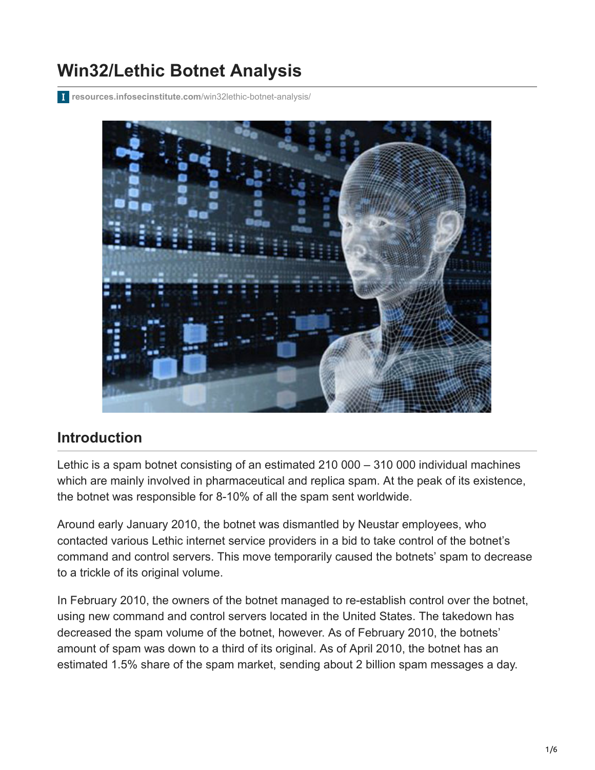# Win32/Lethic Botnet Analysis

resources.infosecinstitute.com/win32lethic-botnet-analysis/

## Introduction

Lethic is a spam botnet consisting of an estimated 210 000 – 310 000 individual machines which are mainly involved in pharmaceutical and replica spam. At the peak of its existence, the botnet was responsible for 8-10% of all the spam sent worldwide.

Around early January 2010, the botnet was dismantled by Neustar employees, who contacted various Lethic internet service providers in a bid to take control of the botnet's command and control servers. This move temporarily caused the botnets' spam to decrease to a trickle of its original volume.

In February 2010, the owners of the botnet managed to re-establish control over the botnet, using new command and control servers located in the United States. The takedown has decreased the spam volume of the botnet, however. As of February 2010, the botnets' amount of spam was down to a third of its original. As of April 2010, the botnet has an estimated 1.5% share of the spam market, sending about 2 billion spam messages a day.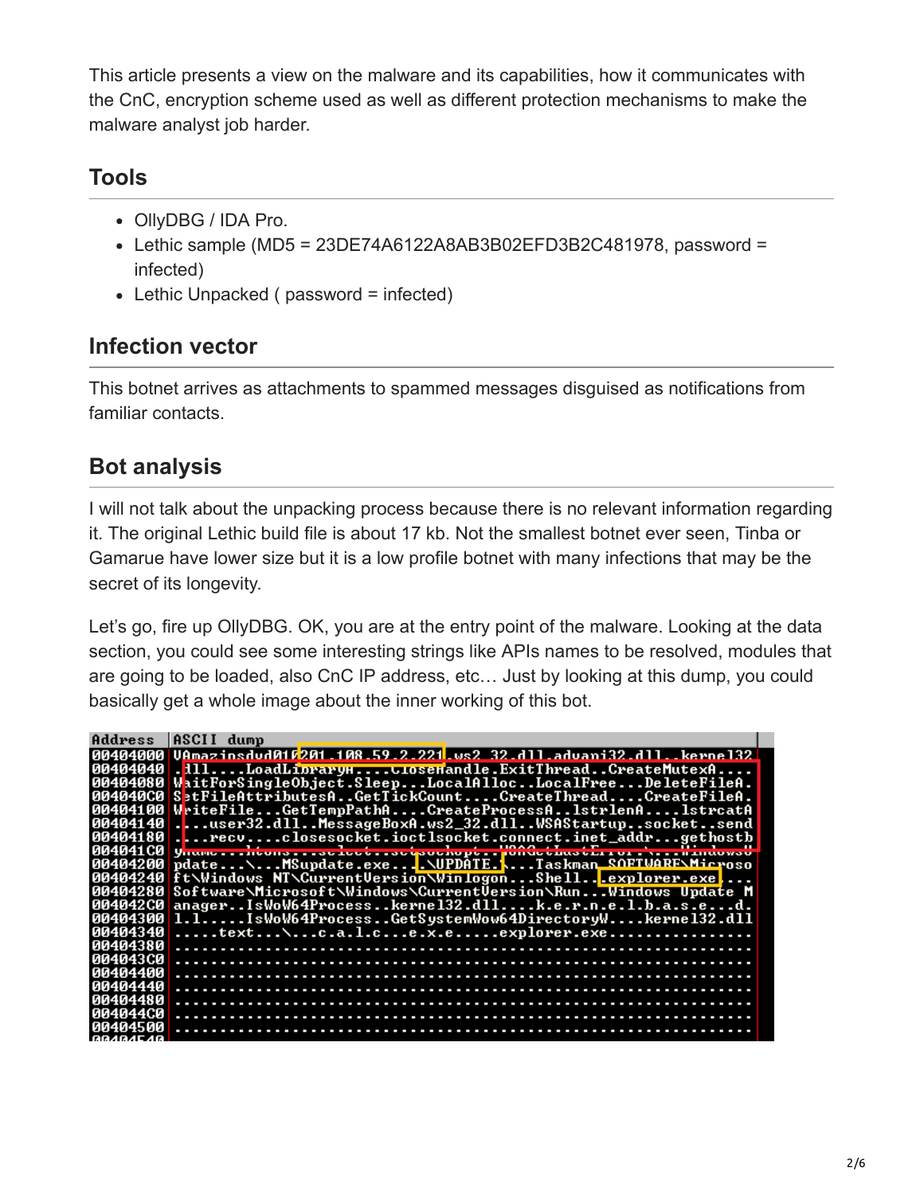This article presents a view on the malware and its capabilities, how it communicates with the CnC, encryption scheme used as well as different protection mechanisms to make the malware analyst job harder.

## Tools

- OllyDBG / IDA Pro.
- Lethic sample (MD5 = 23DE74A6122A8AB3B02EFD3B2C481978, password = infected)
- Lethic Unpacked ( password = infected)

## Infection vector

This botnet arrives as attachments to spammed messages disguised as notifications from familiar contacts.

## Bot analysis

I will not talk about the unpacking process because there is no relevant information regarding it. The original Lethic build file is about 17 kb. Not the smallest botnet ever seen, Tinba or Gamarue have lower size but it is a low profile botnet with many infections that may be the secret of its longevity.

Let's go, fire up OllyDBG. OK, you are at the entry point of the malware. Looking at the data section, you could see some interesting strings like APIs names to be resolved, modules that are going to be loaded, also CnC IP address, etc… Just by looking at this dump, you could basically get a whole image about the inner working of this bot.

```
Address   ASCII dump
00404000  VAmazinsdvd010201.108.59.2.221.ws2_32.dll.advapi32.dll..kernel32
00404040  .dll....LoadLibraryA....CloseHandle.ExitThread.CreateMutexA....
00404080  WaitForSingleObject.Sleep...LocalAlloc..LocalFree....DeleteFileA.
004040C0  SetFileAttributesA..GetTickCount....CreateThread....CreateFileA.
00404100  WriteFile...GetTempPathA....CreateProcessA..lstrlenA....lstrcatA
00404140  ....user32.dll..MessageBoxA.ws2_32.dll..WSAStartup..socket..send
00404180  ....recv....closesocket.ioctlsocket.connect.inet_addr...gethostb
004041C0  yname...htons...select..setsockopt..WSAGetLastError.\...Windows U
00404200  pdate...\...MSupdate.exe....\UPDATE.....Taskman.SOFTWARE\Microso
00404240  ft\Windows NT\CurrentVersion\Winlogon...Shell...explorer.exe....
00404280  Software\Microsoft\Windows\CurrentVersion\Run...Windows Update M
004042C0  anager..IsWoW64Process..kernel32.dll....k.e.r.n.e.l.b.a.s.e...d.
00404300  l.l.....IsWoW64Process..GetSystemWow64DirectoryW....kernel32.dll
00404340  .....text...\...c.a.l.c...e.x.e.....explorer.exe................
00404380  ................................................................
004043C0  ................................................................
00404400  ................................................................
00404440  ................................................................
00404480  ................................................................
004044C0  ................................................................
00404500  ................................................................
```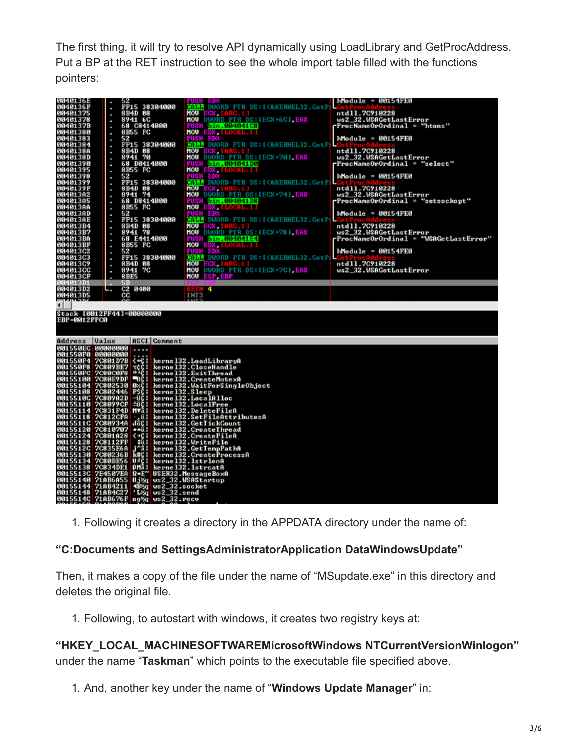The first thing, it will try to resolve API dynamically using LoadLibrary and GetProcAddress. Put a BP at the RET instruction to see the whole import table filled with the functions pointers:

1. Following it creates a directory in the APPDATA directory under the name of:

**"C:Documents and SettingsAdministratorApplication DataWindowsUpdate"**

Then, it makes a copy of the file under the name of "MSupdate.exe" in this directory and deletes the original file.

1. Following, to autostart with windows, it creates two registry keys at:

**"HKEY_LOCAL_MACHINESOFTWAREMicrosoftWindows NTCurrentVersionWinlogon"** under the name "**Taskman**" which points to the executable file specified above.

1. And, another key under the name of "**Windows Update Manager**" in: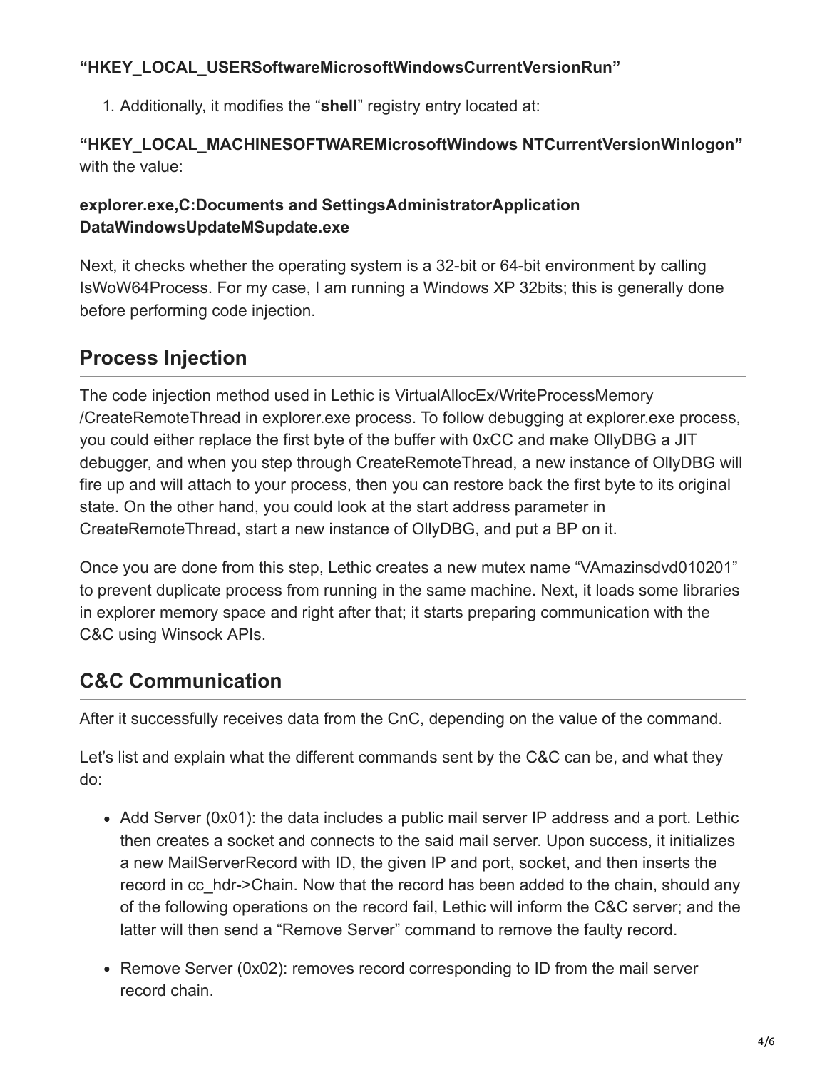**“HKEY_LOCAL_USERSoftwareMicrosoftWindowsCurrentVersionRun”**

1. Additionally, it modifies the “**shell**” registry entry located at:

**“HKEY_LOCAL_MACHINESOFTWAREMicrosoftWindows NTCurrentVersionWinlogon”** with the value:

**explorer.exe,C:Documents and SettingsAdministratorApplication DataWindowsUpdateMSupdate.exe**

Next, it checks whether the operating system is a 32-bit or 64-bit environment by calling IsWoW64Process. For my case, I am running a Windows XP 32bits; this is generally done before performing code injection.

## Process Injection

The code injection method used in Lethic is VirtualAllocEx/WriteProcessMemory /CreateRemoteThread in explorer.exe process. To follow debugging at explorer.exe process, you could either replace the first byte of the buffer with 0xCC and make OllyDBG a JIT debugger, and when you step through CreateRemoteThread, a new instance of OllyDBG will fire up and will attach to your process, then you can restore back the first byte to its original state. On the other hand, you could look at the start address parameter in CreateRemoteThread, start a new instance of OllyDBG, and put a BP on it.

Once you are done from this step, Lethic creates a new mutex name “VAmazinsdvd010201” to prevent duplicate process from running in the same machine. Next, it loads some libraries in explorer memory space and right after that; it starts preparing communication with the C&C using Winsock APIs.

## C&C Communication

After it successfully receives data from the CnC, depending on the value of the command.

Let’s list and explain what the different commands sent by the C&C can be, and what they do:

- Add Server (0x01): the data includes a public mail server IP address and a port. Lethic then creates a socket and connects to the said mail server. Upon success, it initializes a new MailServerRecord with ID, the given IP and port, socket, and then inserts the record in cc_hdr->Chain. Now that the record has been added to the chain, should any of the following operations on the record fail, Lethic will inform the C&C server; and the latter will then send a “Remove Server” command to remove the faulty record.
- Remove Server (0x02): removes record corresponding to ID from the mail server record chain.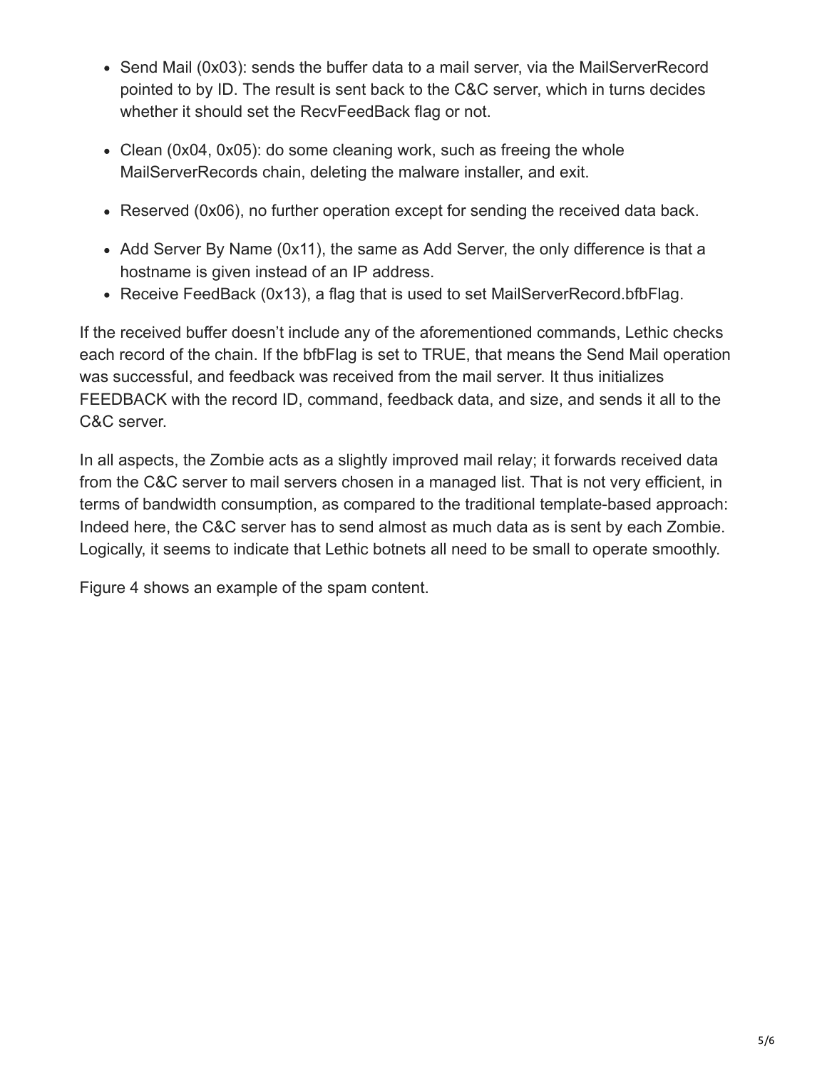- Send Mail (0x03): sends the buffer data to a mail server, via the MailServerRecord pointed to by ID. The result is sent back to the C&C server, which in turns decides whether it should set the RecvFeedBack flag or not.
- Clean (0x04, 0x05): do some cleaning work, such as freeing the whole MailServerRecords chain, deleting the malware installer, and exit.
- Reserved (0x06), no further operation except for sending the received data back.
- Add Server By Name (0x11), the same as Add Server, the only difference is that a hostname is given instead of an IP address.
- Receive FeedBack (0x13), a flag that is used to set MailServerRecord.bfbFlag.

If the received buffer doesn't include any of the aforementioned commands, Lethic checks each record of the chain. If the bfbFlag is set to TRUE, that means the Send Mail operation was successful, and feedback was received from the mail server. It thus initializes FEEDBACK with the record ID, command, feedback data, and size, and sends it all to the C&C server.

In all aspects, the Zombie acts as a slightly improved mail relay; it forwards received data from the C&C server to mail servers chosen in a managed list. That is not very efficient, in terms of bandwidth consumption, as compared to the traditional template-based approach: Indeed here, the C&C server has to send almost as much data as is sent by each Zombie. Logically, it seems to indicate that Lethic botnets all need to be small to operate smoothly.

Figure 4 shows an example of the spam content.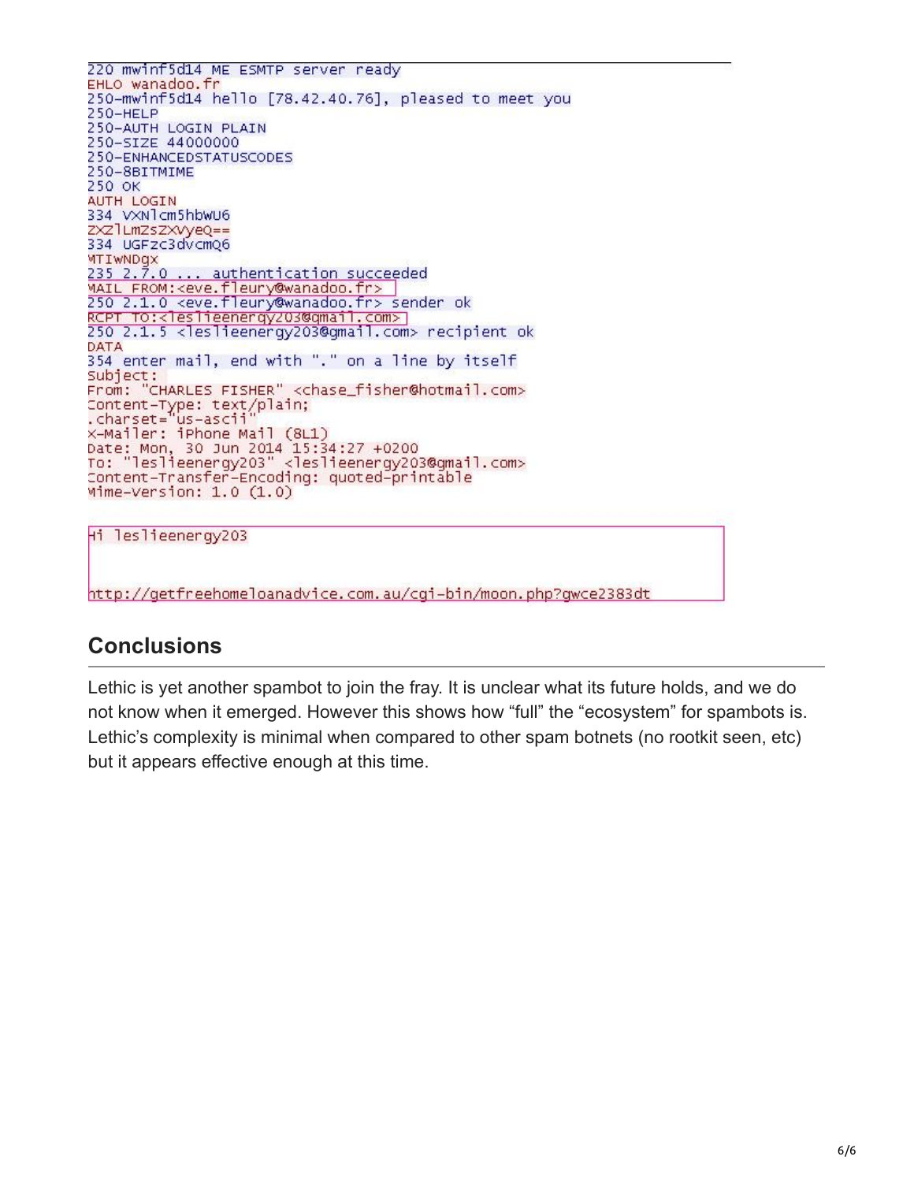```
220 mwinf5d14 ME ESMTP server ready
EHLO wanadoo.fr
250-mwinf5d14 hello [78.42.40.76], pleased to meet you
250-HELP
250-AUTH LOGIN PLAIN
250-SIZE 44000000
250-ENHANCEDSTATUSCODES
250-8BITMIME
250 OK
AUTH LOGIN
334 VXNlcm5hbWU6
ZXZlLmZsZXVyeQ==
334 UGFzc3dvcmQ6
MTIwNDgx
235 2.7.0 ... authentication succeeded
MAIL FROM:<eve.fleury@wanadoo.fr>
250 2.1.0 <eve.fleury@wanadoo.fr> sender ok
RCPT TO:<leslieenergy203@gmail.com>
250 2.1.5 <leslieenergy203@gmail.com> recipient ok
DATA
354 enter mail, end with "." on a line by itself
Subject:
From: "CHARLES FISHER" <chase_fisher@hotmail.com>
Content-Type: text/plain;
.charset="us-ascii"
X-Mailer: iPhone Mail (8L1)
Date: Mon, 30 Jun 2014 15:34:27 +0200
To: "leslieenergy203" <leslieenergy203@gmail.com>
Content-Transfer-Encoding: quoted-printable
Mime-Version: 1.0 (1.0)

Hi leslieenergy203


http://getfreehomeloanadvice.com.au/cgi-bin/moon.php?gwce2383dt
```

## Conclusions

Lethic is yet another spambot to join the fray. It is unclear what its future holds, and we do not know when it emerged. However this shows how "full" the "ecosystem" for spambots is. Lethic's complexity is minimal when compared to other spam botnets (no rootkit seen, etc) but it appears effective enough at this time.